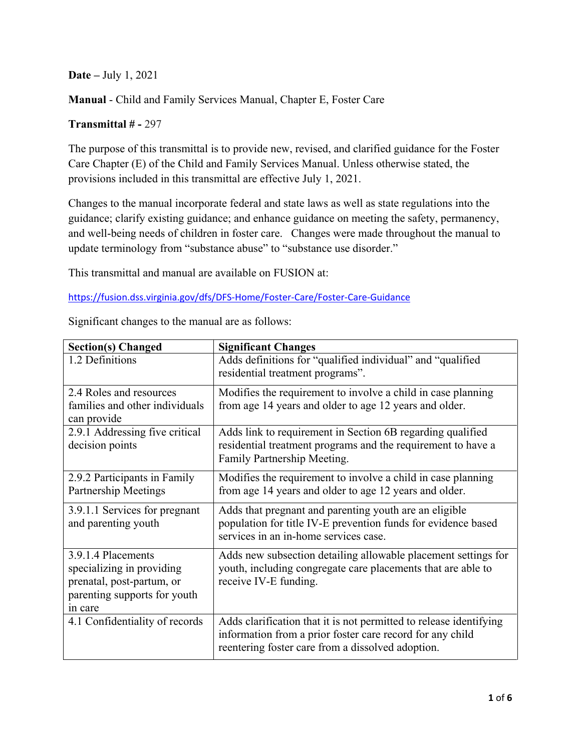**Date –** July 1, 2021

**Manual** - Child and Family Services Manual, Chapter E, Foster Care

**Transmittal # -** 297

The purpose of this transmittal is to provide new, revised, and clarified guidance for the Foster Care Chapter (E) of the Child and Family Services Manual. Unless otherwise stated, the provisions included in this transmittal are effective July 1, 2021.

Changes to the manual incorporate federal and state laws as well as state regulations into the guidance; clarify existing guidance; and enhance guidance on meeting the safety, permanency, and well-being needs of children in foster care. Changes were made throughout the manual to update terminology from "substance abuse" to "substance use disorder."

This transmittal and manual are available on FUSION at:

https://fusion.dss.virginia.gov/dfs/DFS-Home/Foster-Care/Foster-Care-Guidance

Significant changes to the manual are as follows:

| Section(s) Changed | Significant Changes |
|---|---|
| 1.2 Definitions | Adds definitions for "qualified individual" and "qualified residential treatment programs". |
| 2.4 Roles and resources families and other individuals can provide | Modifies the requirement to involve a child in case planning from age 14 years and older to age 12 years and older. |
| 2.9.1 Addressing five critical decision points | Adds link to requirement in Section 6B regarding qualified residential treatment programs and the requirement to have a Family Partnership Meeting. |
| 2.9.2 Participants in Family Partnership Meetings | Modifies the requirement to involve a child in case planning from age 14 years and older to age 12 years and older. |
| 3.9.1.1 Services for pregnant and parenting youth | Adds that pregnant and parenting youth are an eligible population for title IV-E prevention funds for evidence based services in an in-home services case. |
| 3.9.1.4 Placements specializing in providing prenatal, post-partum, or parenting supports for youth in care | Adds new subsection detailing allowable placement settings for youth, including congregate care placements that are able to receive IV-E funding. |
| 4.1 Confidentiality of records | Adds clarification that it is not permitted to release identifying information from a prior foster care record for any child reentering foster care from a dissolved adoption. |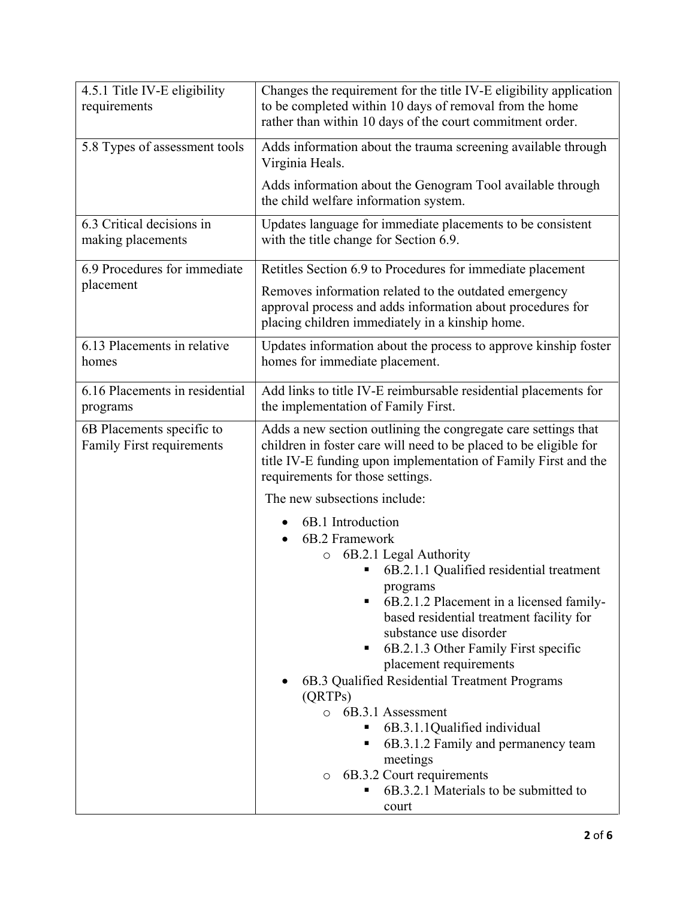| | |
|---|---|
| 4.5.1 Title IV-E eligibility requirements | Changes the requirement for the title IV-E eligibility application to be completed within 10 days of removal from the home rather than within 10 days of the court commitment order. |
| 5.8 Types of assessment tools | Adds information about the trauma screening available through Virginia Heals.<br><br>Adds information about the Genogram Tool available through the child welfare information system. |
| 6.3 Critical decisions in making placements | Updates language for immediate placements to be consistent with the title change for Section 6.9. |
| 6.9 Procedures for immediate placement | Retitles Section 6.9 to Procedures for immediate placement<br><br>Removes information related to the outdated emergency approval process and adds information about procedures for placing children immediately in a kinship home. |
| 6.13 Placements in relative homes | Updates information about the process to approve kinship foster homes for immediate placement. |
| 6.16 Placements in residential programs | Add links to title IV-E reimbursable residential placements for the implementation of Family First. |
| 6B Placements specific to Family First requirements | Adds a new section outlining the congregate care settings that children in foster care will need to be placed to be eligible for title IV-E funding upon implementation of Family First and the requirements for those settings.<br><br>The new subsections include:<br>• 6B.1 Introduction<br>• 6B.2 Framework<br>&nbsp;&nbsp;o 6B.2.1 Legal Authority<br>&nbsp;&nbsp;&nbsp;&nbsp;▪ 6B.2.1.1 Qualified residential treatment programs<br>&nbsp;&nbsp;&nbsp;&nbsp;▪ 6B.2.1.2 Placement in a licensed family-based residential treatment facility for substance use disorder<br>&nbsp;&nbsp;&nbsp;&nbsp;▪ 6B.2.1.3 Other Family First specific placement requirements<br>• 6B.3 Qualified Residential Treatment Programs (QRTPs)<br>&nbsp;&nbsp;o 6B.3.1 Assessment<br>&nbsp;&nbsp;&nbsp;&nbsp;▪ 6B.3.1.1Qualified individual<br>&nbsp;&nbsp;&nbsp;&nbsp;▪ 6B.3.1.2 Family and permanency team meetings<br>&nbsp;&nbsp;o 6B.3.2 Court requirements<br>&nbsp;&nbsp;&nbsp;&nbsp;▪ 6B.3.2.1 Materials to be submitted to court |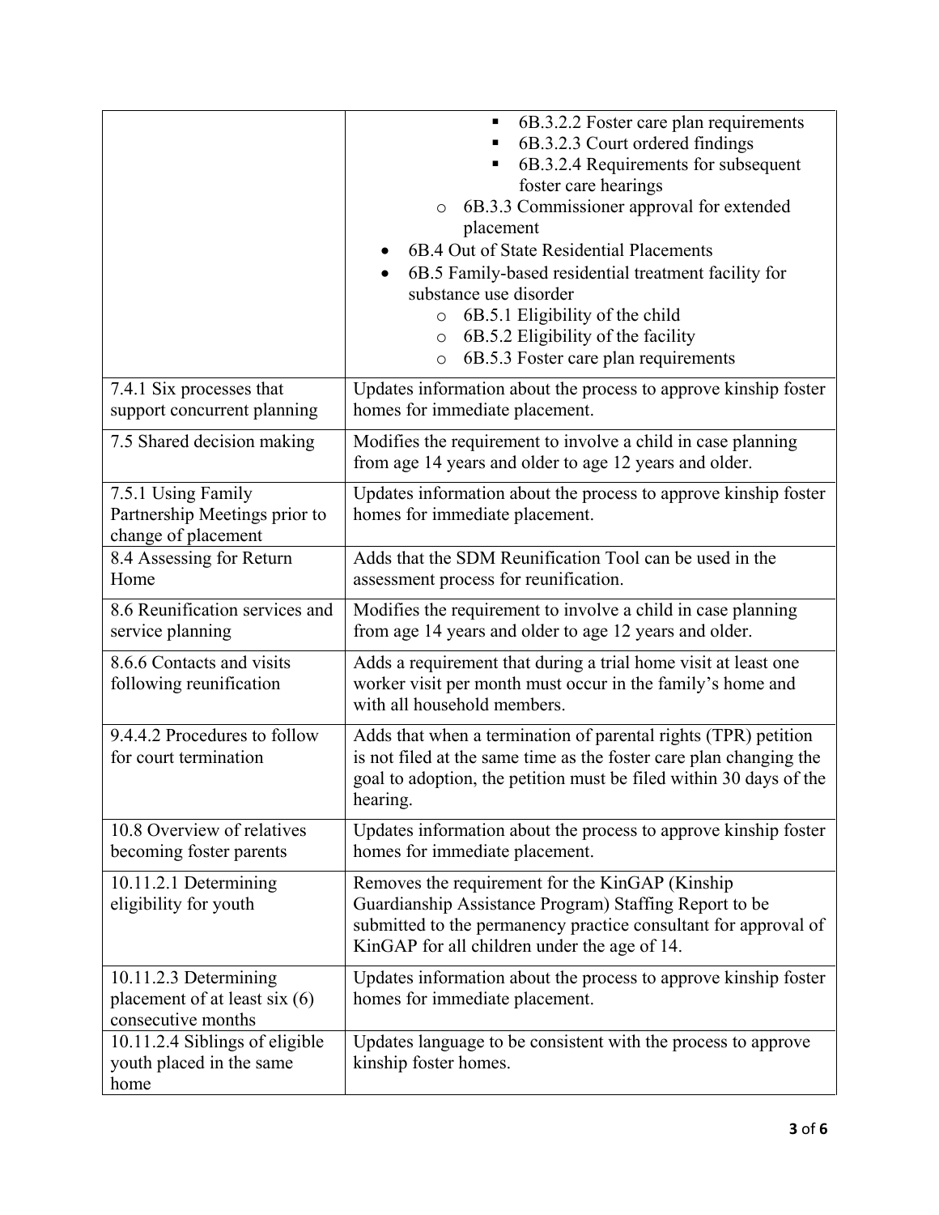| | |
|---|---|
| | ▪ 6B.3.2.2 Foster care plan requirements<br>▪ 6B.3.2.3 Court ordered findings<br>▪ 6B.3.2.4 Requirements for subsequent foster care hearings<br>o 6B.3.3 Commissioner approval for extended placement<br>• 6B.4 Out of State Residential Placements<br>• 6B.5 Family-based residential treatment facility for substance use disorder<br>o 6B.5.1 Eligibility of the child<br>o 6B.5.2 Eligibility of the facility<br>o 6B.5.3 Foster care plan requirements |
| 7.4.1 Six processes that support concurrent planning | Updates information about the process to approve kinship foster homes for immediate placement. |
| 7.5 Shared decision making | Modifies the requirement to involve a child in case planning from age 14 years and older to age 12 years and older. |
| 7.5.1 Using Family Partnership Meetings prior to change of placement | Updates information about the process to approve kinship foster homes for immediate placement. |
| 8.4 Assessing for Return Home | Adds that the SDM Reunification Tool can be used in the assessment process for reunification. |
| 8.6 Reunification services and service planning | Modifies the requirement to involve a child in case planning from age 14 years and older to age 12 years and older. |
| 8.6.6 Contacts and visits following reunification | Adds a requirement that during a trial home visit at least one worker visit per month must occur in the family's home and with all household members. |
| 9.4.4.2 Procedures to follow for court termination | Adds that when a termination of parental rights (TPR) petition is not filed at the same time as the foster care plan changing the goal to adoption, the petition must be filed within 30 days of the hearing. |
| 10.8 Overview of relatives becoming foster parents | Updates information about the process to approve kinship foster homes for immediate placement. |
| 10.11.2.1 Determining eligibility for youth | Removes the requirement for the KinGAP (Kinship Guardianship Assistance Program) Staffing Report to be submitted to the permanency practice consultant for approval of KinGAP for all children under the age of 14. |
| 10.11.2.3 Determining placement of at least six (6) consecutive months | Updates information about the process to approve kinship foster homes for immediate placement. |
| 10.11.2.4 Siblings of eligible youth placed in the same home | Updates language to be consistent with the process to approve kinship foster homes. |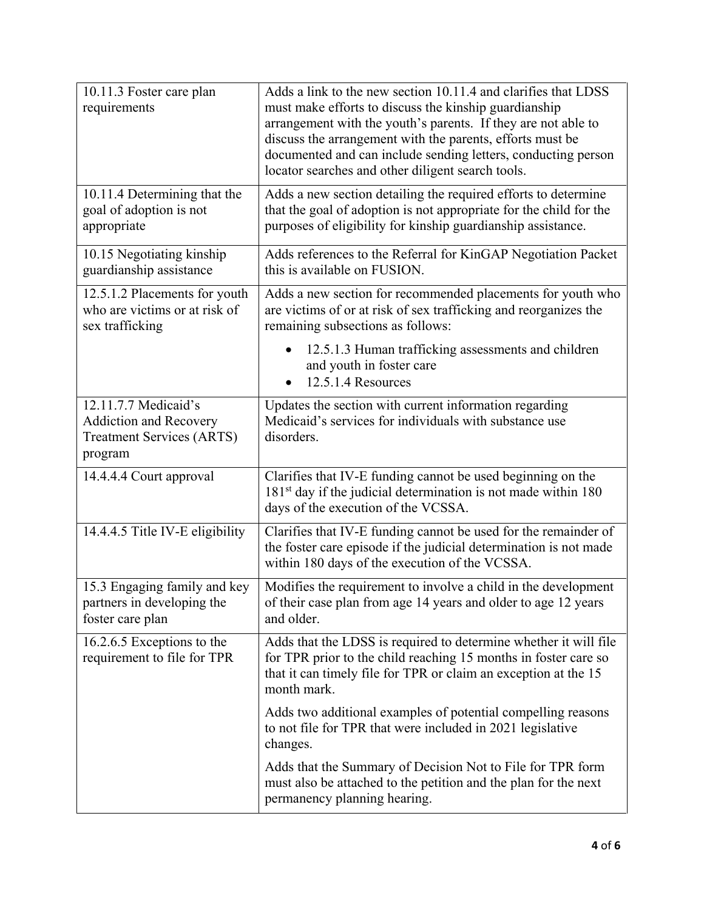| | |
|---|---|
| 10.11.3 Foster care plan requirements | Adds a link to the new section 10.11.4 and clarifies that LDSS must make efforts to discuss the kinship guardianship arrangement with the youth's parents. If they are not able to discuss the arrangement with the parents, efforts must be documented and can include sending letters, conducting person locator searches and other diligent search tools. |
| 10.11.4 Determining that the goal of adoption is not appropriate | Adds a new section detailing the required efforts to determine that the goal of adoption is not appropriate for the child for the purposes of eligibility for kinship guardianship assistance. |
| 10.15 Negotiating kinship guardianship assistance | Adds references to the Referral for KinGAP Negotiation Packet this is available on FUSION. |
| 12.5.1.2 Placements for youth who are victims or at risk of sex trafficking | Adds a new section for recommended placements for youth who are victims of or at risk of sex trafficking and reorganizes the remaining subsections as follows: <br>• 12.5.1.3 Human trafficking assessments and children and youth in foster care <br>• 12.5.1.4 Resources |
| 12.11.7.7 Medicaid's Addiction and Recovery Treatment Services (ARTS) program | Updates the section with current information regarding Medicaid's services for individuals with substance use disorders. |
| 14.4.4.4 Court approval | Clarifies that IV-E funding cannot be used beginning on the 181st day if the judicial determination is not made within 180 days of the execution of the VCSSA. |
| 14.4.4.5 Title IV-E eligibility | Clarifies that IV-E funding cannot be used for the remainder of the foster care episode if the judicial determination is not made within 180 days of the execution of the VCSSA. |
| 15.3 Engaging family and key partners in developing the foster care plan | Modifies the requirement to involve a child in the development of their case plan from age 14 years and older to age 12 years and older. |
| 16.2.6.5 Exceptions to the requirement to file for TPR | Adds that the LDSS is required to determine whether it will file for TPR prior to the child reaching 15 months in foster care so that it can timely file for TPR or claim an exception at the 15 month mark. <br><br>Adds two additional examples of potential compelling reasons to not file for TPR that were included in 2021 legislative changes. <br><br>Adds that the Summary of Decision Not to File for TPR form must also be attached to the petition and the plan for the next permanency planning hearing. |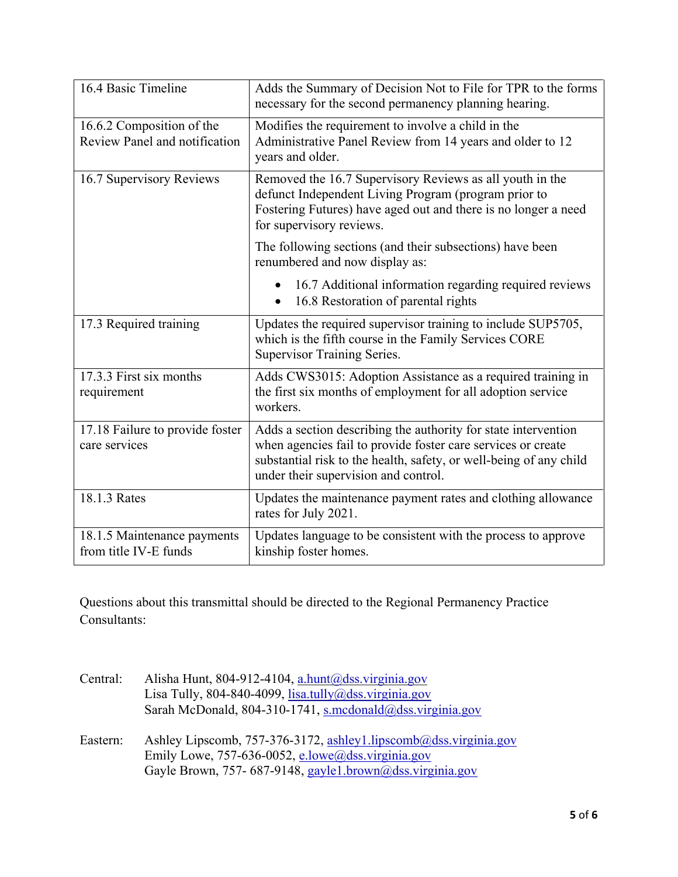| | |
|---|---|
| 16.4 Basic Timeline | Adds the Summary of Decision Not to File for TPR to the forms necessary for the second permanency planning hearing. |
| 16.6.2 Composition of the Review Panel and notification | Modifies the requirement to involve a child in the Administrative Panel Review from 14 years and older to 12 years and older. |
| 16.7 Supervisory Reviews | Removed the 16.7 Supervisory Reviews as all youth in the defunct Independent Living Program (program prior to Fostering Futures) have aged out and there is no longer a need for supervisory reviews.<br><br>The following sections (and their subsections) have been renumbered and now display as:<br><br>• 16.7 Additional information regarding required reviews<br>• 16.8 Restoration of parental rights |
| 17.3 Required training | Updates the required supervisor training to include SUP5705, which is the fifth course in the Family Services CORE Supervisor Training Series. |
| 17.3.3 First six months requirement | Adds CWS3015: Adoption Assistance as a required training in the first six months of employment for all adoption service workers. |
| 17.18 Failure to provide foster care services | Adds a section describing the authority for state intervention when agencies fail to provide foster care services or create substantial risk to the health, safety, or well-being of any child under their supervision and control. |
| 18.1.3 Rates | Updates the maintenance payment rates and clothing allowance rates for July 2021. |
| 18.1.5 Maintenance payments from title IV-E funds | Updates language to be consistent with the process to approve kinship foster homes. |

Questions about this transmittal should be directed to the Regional Permanency Practice Consultants:

Central:
Alisha Hunt, 804-912-4104, a.hunt@dss.virginia.gov
Lisa Tully, 804-840-4099, lisa.tully@dss.virginia.gov
Sarah McDonald, 804-310-1741, s.mcdonald@dss.virginia.gov

Eastern:
Ashley Lipscomb, 757-376-3172, ashley1.lipscomb@dss.virginia.gov
Emily Lowe, 757-636-0052, e.lowe@dss.virginia.gov
Gayle Brown, 757- 687-9148, gayle1.brown@dss.virginia.gov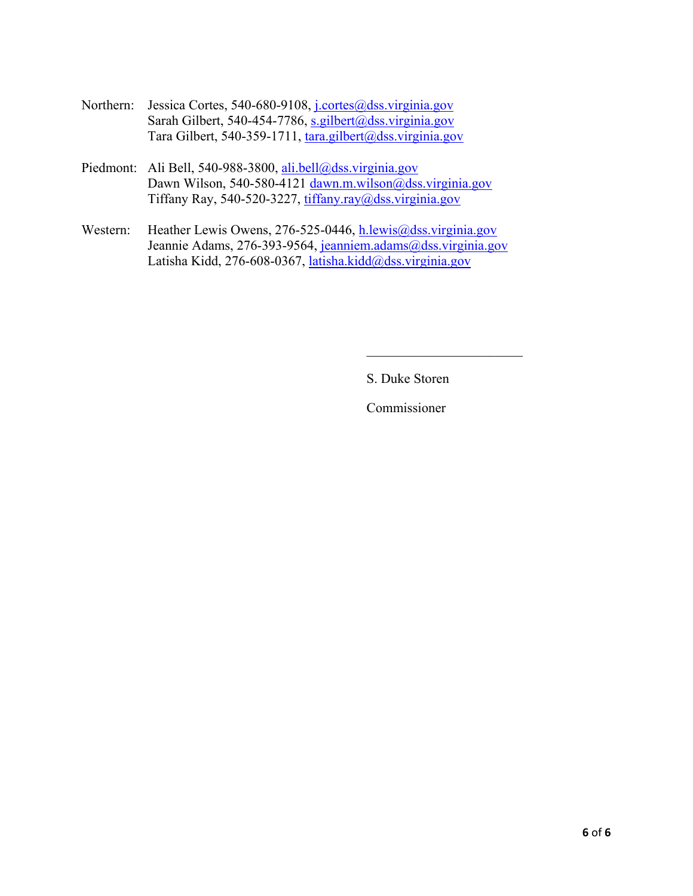Northern: Jessica Cortes, 540-680-9108, j.cortes@dss.virginia.gov
Sarah Gilbert, 540-454-7786, s.gilbert@dss.virginia.gov
Tara Gilbert, 540-359-1711, tara.gilbert@dss.virginia.gov

Piedmont: Ali Bell, 540-988-3800, ali.bell@dss.virginia.gov
Dawn Wilson, 540-580-4121 dawn.m.wilson@dss.virginia.gov
Tiffany Ray, 540-520-3227, tiffany.ray@dss.virginia.gov

Western: Heather Lewis Owens, 276-525-0446, h.lewis@dss.virginia.gov
Jeannie Adams, 276-393-9564, jeanniem.adams@dss.virginia.gov
Latisha Kidd, 276-608-0367, latisha.kidd@dss.virginia.gov

\_\_\_\_\_\_\_\_\_\_\_\_\_\_\_\_\_\_\_\_\_\_\_\_

S. Duke Storen

Commissioner